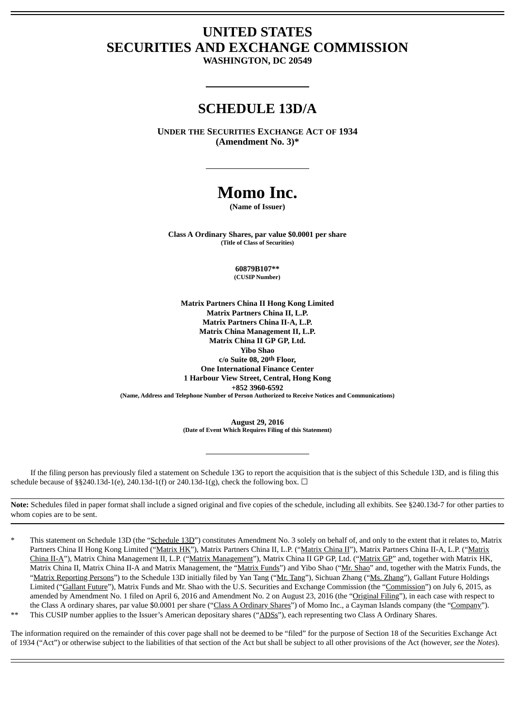# UNITED STATES
# SECURITIES AND EXCHANGE COMMISSION

**WASHINGTON, DC 20549**

---

## SCHEDULE 13D/A

**UNDER THE SECURITIES EXCHANGE ACT OF 1934**
**(Amendment No. 3)***

---

# Momo Inc.

**(Name of Issuer)**

**Class A Ordinary Shares, par value $0.0001 per share**
**(Title of Class of Securities)**

**60879B107****
**(CUSIP Number)**

**Matrix Partners China II Hong Kong Limited**
**Matrix Partners China II, L.P.**
**Matrix Partners China II-A, L.P.**
**Matrix China Management II, L.P.**
**Matrix China II GP GP, Ltd.**
**Yibo Shao**
**c/o Suite 08, 20th Floor,**
**One International Finance Center**
**1 Harbour View Street, Central, Hong Kong**
**+852 3960-6592**
**(Name, Address and Telephone Number of Person Authorized to Receive Notices and Communications)**

**August 29, 2016**
**(Date of Event Which Requires Filing of this Statement)**

---

If the filing person has previously filed a statement on Schedule 13G to report the acquisition that is the subject of this Schedule 13D, and is filing this schedule because of §§240.13d-1(e), 240.13d-1(f) or 240.13d-1(g), check the following box. ☐

**Note:** Schedules filed in paper format shall include a signed original and five copies of the schedule, including all exhibits. See §240.13d-7 for other parties to whom copies are to be sent.

\* This statement on Schedule 13D (the "Schedule 13D") constitutes Amendment No. 3 solely on behalf of, and only to the extent that it relates to, Matrix Partners China II Hong Kong Limited ("Matrix HK"), Matrix Partners China II, L.P. ("Matrix China II"), Matrix Partners China II-A, L.P. ("Matrix China II-A"), Matrix China Management II, L.P. ("Matrix Management"), Matrix China II GP GP, Ltd. ("Matrix GP" and, together with Matrix HK, Matrix China II, Matrix China II-A and Matrix Management, the "Matrix Funds") and Yibo Shao ("Mr. Shao" and, together with the Matrix Funds, the "Matrix Reporting Persons") to the Schedule 13D initially filed by Yan Tang ("Mr. Tang"), Sichuan Zhang ("Ms. Zhang"), Gallant Future Holdings Limited ("Gallant Future"), Matrix Funds and Mr. Shao with the U.S. Securities and Exchange Commission (the "Commission") on July 6, 2015, as amended by Amendment No. 1 filed on April 6, 2016 and Amendment No. 2 on August 23, 2016 (the "Original Filing"), in each case with respect to the Class A ordinary shares, par value $0.0001 per share ("Class A Ordinary Shares") of Momo Inc., a Cayman Islands company (the "Company").

\*\* This CUSIP number applies to the Issuer's American depositary shares ("ADSs"), each representing two Class A Ordinary Shares.

The information required on the remainder of this cover page shall not be deemed to be "filed" for the purpose of Section 18 of the Securities Exchange Act of 1934 ("Act") or otherwise subject to the liabilities of that section of the Act but shall be subject to all other provisions of the Act (however, *see* the *Notes*).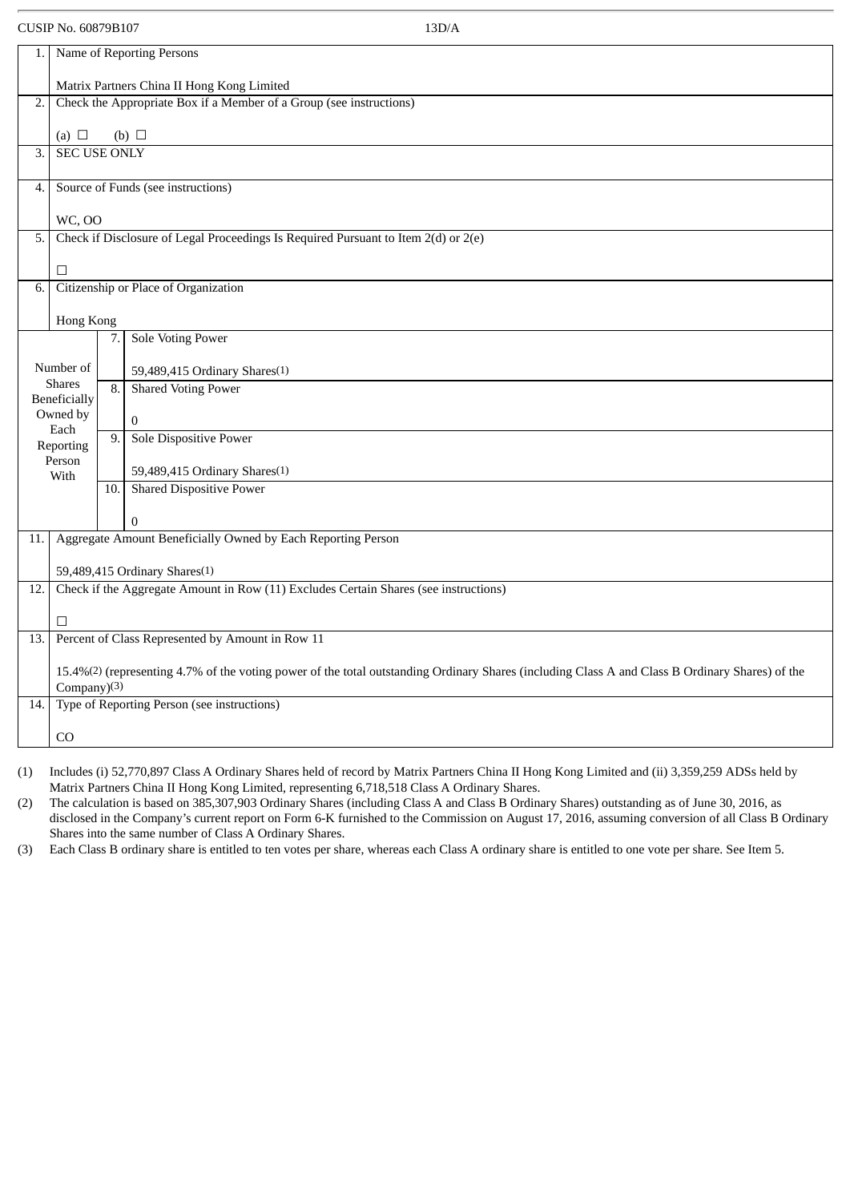CUSIP No. 60879B107 13D/A

| | | | |
|---|---|---|---|
| 1. | Name of Reporting Persons<br><br>Matrix Partners China II Hong Kong Limited | | |
| 2. | Check the Appropriate Box if a Member of a Group (see instructions)<br><br>(a) ☐ (b) ☐ | | |
| 3. | SEC USE ONLY | | |
| 4. | Source of Funds (see instructions)<br><br>WC, OO | | |
| 5. | Check if Disclosure of Legal Proceedings Is Required Pursuant to Item 2(d) or 2(e)<br><br>☐ | | |
| 6. | Citizenship or Place of Organization<br><br>Hong Kong | | |
| Number of Shares Beneficially Owned by Each Reporting Person With | | 7. | Sole Voting Power<br><br>59,489,415 Ordinary Shares(1) |
| | | 8. | Shared Voting Power<br><br>0 |
| | | 9. | Sole Dispositive Power<br><br>59,489,415 Ordinary Shares(1) |
| | | 10. | Shared Dispositive Power<br><br>0 |
| 11. | Aggregate Amount Beneficially Owned by Each Reporting Person<br><br>59,489,415 Ordinary Shares(1) | | |
| 12. | Check if the Aggregate Amount in Row (11) Excludes Certain Shares (see instructions)<br><br>☐ | | |
| 13. | Percent of Class Represented by Amount in Row 11<br><br>15.4%(2) (representing 4.7% of the voting power of the total outstanding Ordinary Shares (including Class A and Class B Ordinary Shares) of the Company)(3) | | |
| 14. | Type of Reporting Person (see instructions)<br><br>CO | | |

(1) Includes (i) 52,770,897 Class A Ordinary Shares held of record by Matrix Partners China II Hong Kong Limited and (ii) 3,359,259 ADSs held by Matrix Partners China II Hong Kong Limited, representing 6,718,518 Class A Ordinary Shares.

(2) The calculation is based on 385,307,903 Ordinary Shares (including Class A and Class B Ordinary Shares) outstanding as of June 30, 2016, as disclosed in the Company's current report on Form 6-K furnished to the Commission on August 17, 2016, assuming conversion of all Class B Ordinary Shares into the same number of Class A Ordinary Shares.

(3) Each Class B ordinary share is entitled to ten votes per share, whereas each Class A ordinary share is entitled to one vote per share. See Item 5.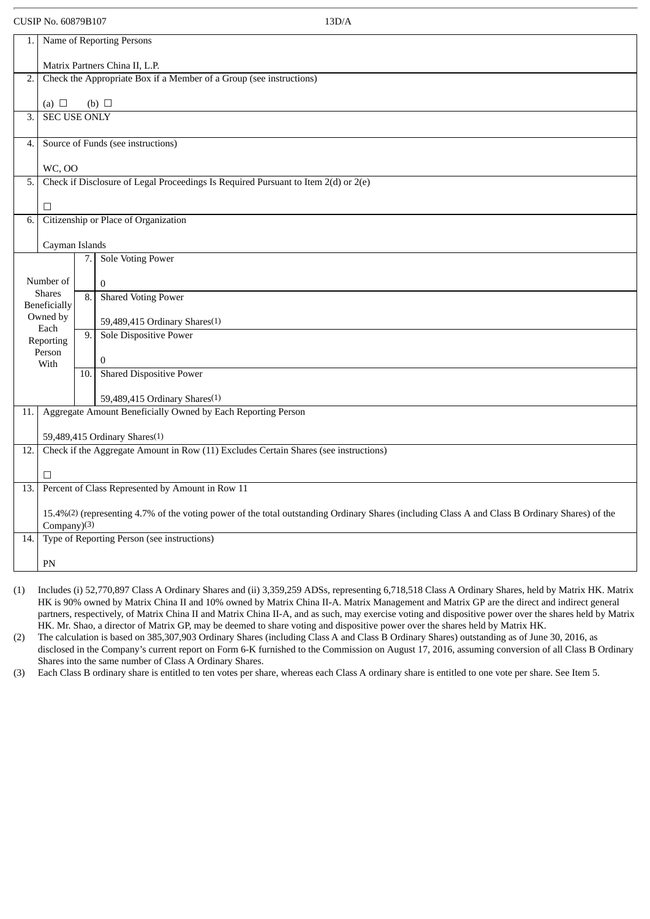CUSIP No. 60879B107 13D/A

| | | | |
|---|---|---|---|
| 1. | Name of Reporting Persons<br><br>Matrix Partners China II, L.P. | | |
| 2. | Check the Appropriate Box if a Member of a Group (see instructions)<br><br>(a) ☐ (b) ☐ | | |
| 3. | SEC USE ONLY | | |
| 4. | Source of Funds (see instructions)<br><br>WC, OO | | |
| 5. | Check if Disclosure of Legal Proceedings Is Required Pursuant to Item 2(d) or 2(e)<br><br>☐ | | |
| 6. | Citizenship or Place of Organization<br><br>Cayman Islands | | |
| Number of Shares Beneficially Owned by Each Reporting Person With | | 7. | Sole Voting Power<br><br>0 |
| | | 8. | Shared Voting Power<br><br>59,489,415 Ordinary Shares(1) |
| | | 9. | Sole Dispositive Power<br><br>0 |
| | | 10. | Shared Dispositive Power<br><br>59,489,415 Ordinary Shares(1) |
| 11. | Aggregate Amount Beneficially Owned by Each Reporting Person<br><br>59,489,415 Ordinary Shares(1) | | |
| 12. | Check if the Aggregate Amount in Row (11) Excludes Certain Shares (see instructions)<br><br>☐ | | |
| 13. | Percent of Class Represented by Amount in Row 11<br><br>15.4%(2) (representing 4.7% of the voting power of the total outstanding Ordinary Shares (including Class A and Class B Ordinary Shares) of the Company)(3) | | |
| 14. | Type of Reporting Person (see instructions)<br><br>PN | | |

(1) Includes (i) 52,770,897 Class A Ordinary Shares and (ii) 3,359,259 ADSs, representing 6,718,518 Class A Ordinary Shares, held by Matrix HK. Matrix HK is 90% owned by Matrix China II and 10% owned by Matrix China II-A. Matrix Management and Matrix GP are the direct and indirect general partners, respectively, of Matrix China II and Matrix China II-A, and as such, may exercise voting and dispositive power over the shares held by Matrix HK. Mr. Shao, a director of Matrix GP, may be deemed to share voting and dispositive power over the shares held by Matrix HK.

(2) The calculation is based on 385,307,903 Ordinary Shares (including Class A and Class B Ordinary Shares) outstanding as of June 30, 2016, as disclosed in the Company's current report on Form 6-K furnished to the Commission on August 17, 2016, assuming conversion of all Class B Ordinary Shares into the same number of Class A Ordinary Shares.

(3) Each Class B ordinary share is entitled to ten votes per share, whereas each Class A ordinary share is entitled to one vote per share. See Item 5.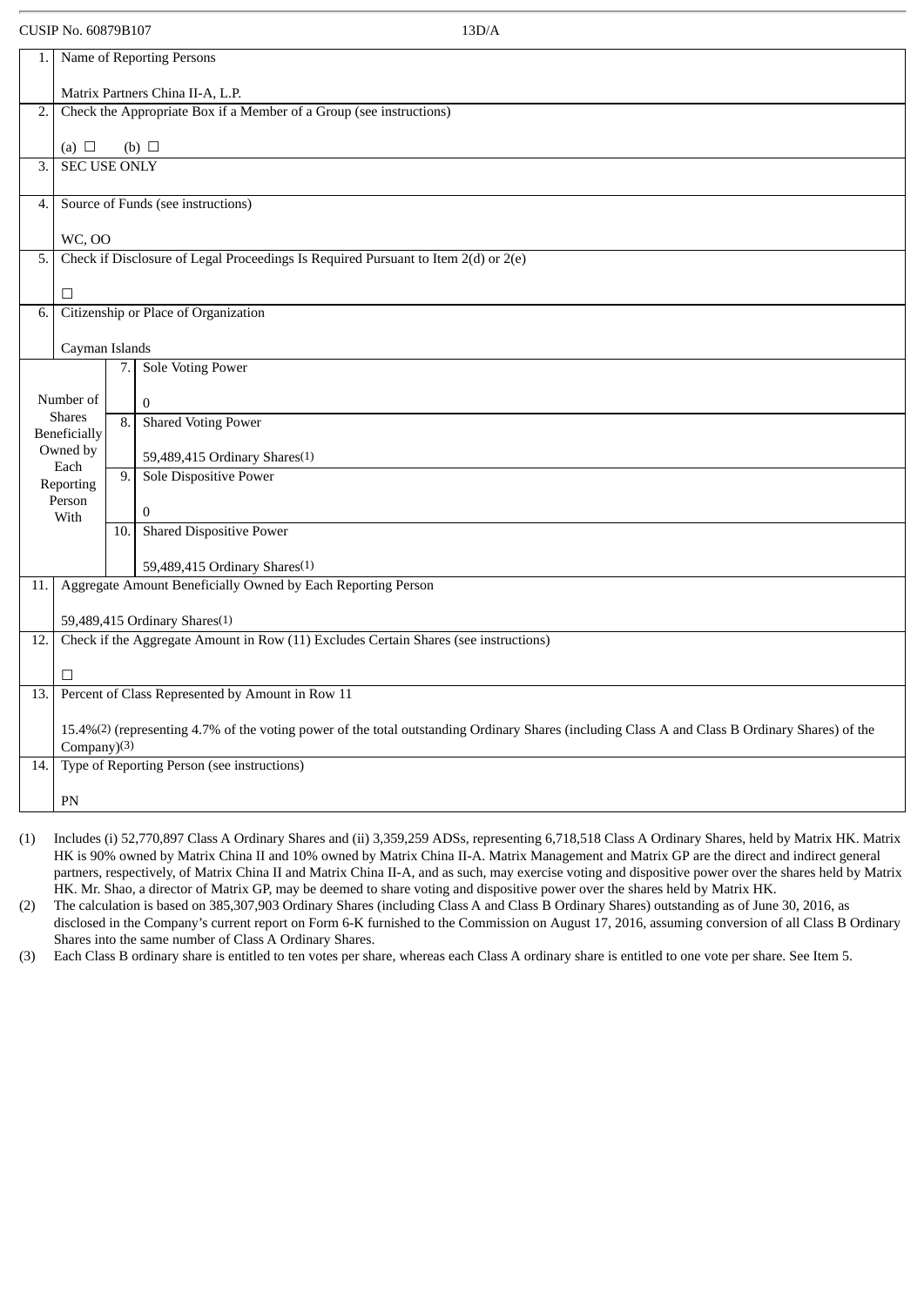CUSIP No. 60879B107 13D/A

| 1. | Name of Reporting Persons<br><br>Matrix Partners China II-A, L.P. | |
|---|---|---|
| 2. | Check the Appropriate Box if a Member of a Group (see instructions)<br><br>(a) ☐ (b) ☐ | |
| 3. | SEC USE ONLY | |
| 4. | Source of Funds (see instructions)<br><br>WC, OO | |
| 5. | Check if Disclosure of Legal Proceedings Is Required Pursuant to Item 2(d) or 2(e)<br><br>☐ | |
| 6. | Citizenship or Place of Organization<br><br>Cayman Islands | |
| Number of Shares Beneficially Owned by Each Reporting Person With | 7. | Sole Voting Power<br><br>0 |
| | 8. | Shared Voting Power<br><br>59,489,415 Ordinary Shares(1) |
| | 9. | Sole Dispositive Power<br><br>0 |
| | 10. | Shared Dispositive Power<br><br>59,489,415 Ordinary Shares(1) |
| 11. | Aggregate Amount Beneficially Owned by Each Reporting Person<br><br>59,489,415 Ordinary Shares(1) | |
| 12. | Check if the Aggregate Amount in Row (11) Excludes Certain Shares (see instructions)<br><br>☐ | |
| 13. | Percent of Class Represented by Amount in Row 11<br><br>15.4%(2) (representing 4.7% of the voting power of the total outstanding Ordinary Shares (including Class A and Class B Ordinary Shares) of the Company)(3) | |
| 14. | Type of Reporting Person (see instructions)<br><br>PN | |

(1) Includes (i) 52,770,897 Class A Ordinary Shares and (ii) 3,359,259 ADSs, representing 6,718,518 Class A Ordinary Shares, held by Matrix HK. Matrix HK is 90% owned by Matrix China II and 10% owned by Matrix China II-A. Matrix Management and Matrix GP are the direct and indirect general partners, respectively, of Matrix China II and Matrix China II-A, and as such, may exercise voting and dispositive power over the shares held by Matrix HK. Mr. Shao, a director of Matrix GP, may be deemed to share voting and dispositive power over the shares held by Matrix HK.

(2) The calculation is based on 385,307,903 Ordinary Shares (including Class A and Class B Ordinary Shares) outstanding as of June 30, 2016, as disclosed in the Company's current report on Form 6-K furnished to the Commission on August 17, 2016, assuming conversion of all Class B Ordinary Shares into the same number of Class A Ordinary Shares.

(3) Each Class B ordinary share is entitled to ten votes per share, whereas each Class A ordinary share is entitled to one vote per share. See Item 5.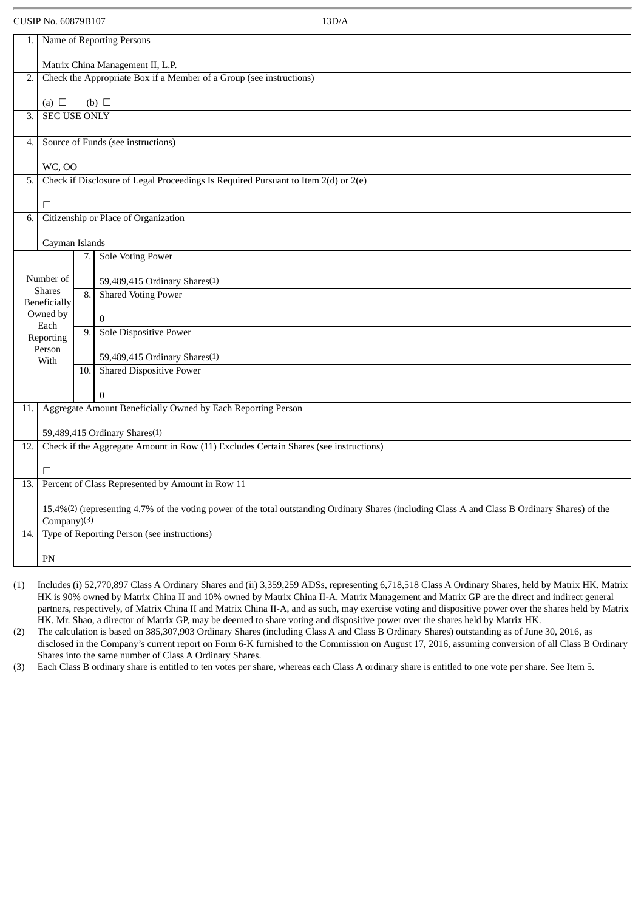CUSIP No. 60879B107 13D/A

| | | | |
|---|---|---|---|
| 1. | Name of Reporting Persons<br><br>Matrix China Management II, L.P. | | |
| 2. | Check the Appropriate Box if a Member of a Group (see instructions)<br><br>(a) ☐ (b) ☐ | | |
| 3. | SEC USE ONLY | | |
| 4. | Source of Funds (see instructions)<br><br>WC, OO | | |
| 5. | Check if Disclosure of Legal Proceedings Is Required Pursuant to Item 2(d) or 2(e)<br><br>☐ | | |
| 6. | Citizenship or Place of Organization<br><br>Cayman Islands | | |
| Number of Shares Beneficially Owned by Each Reporting Person With | 7. | Sole Voting Power<br><br>59,489,415 Ordinary Shares(1) | |
| | 8. | Shared Voting Power<br><br>0 | |
| | 9. | Sole Dispositive Power<br><br>59,489,415 Ordinary Shares(1) | |
| | 10. | Shared Dispositive Power<br><br>0 | |
| 11. | Aggregate Amount Beneficially Owned by Each Reporting Person<br><br>59,489,415 Ordinary Shares(1) | | |
| 12. | Check if the Aggregate Amount in Row (11) Excludes Certain Shares (see instructions)<br><br>☐ | | |
| 13. | Percent of Class Represented by Amount in Row 11<br><br>15.4%(2) (representing 4.7% of the voting power of the total outstanding Ordinary Shares (including Class A and Class B Ordinary Shares) of the Company)(3) | | |
| 14. | Type of Reporting Person (see instructions)<br><br>PN | | |

(1) Includes (i) 52,770,897 Class A Ordinary Shares and (ii) 3,359,259 ADSs, representing 6,718,518 Class A Ordinary Shares, held by Matrix HK. Matrix HK is 90% owned by Matrix China II and 10% owned by Matrix China II-A. Matrix Management and Matrix GP are the direct and indirect general partners, respectively, of Matrix China II and Matrix China II-A, and as such, may exercise voting and dispositive power over the shares held by Matrix HK. Mr. Shao, a director of Matrix GP, may be deemed to share voting and dispositive power over the shares held by Matrix HK.

(2) The calculation is based on 385,307,903 Ordinary Shares (including Class A and Class B Ordinary Shares) outstanding as of June 30, 2016, as disclosed in the Company's current report on Form 6-K furnished to the Commission on August 17, 2016, assuming conversion of all Class B Ordinary Shares into the same number of Class A Ordinary Shares.

(3) Each Class B ordinary share is entitled to ten votes per share, whereas each Class A ordinary share is entitled to one vote per share. See Item 5.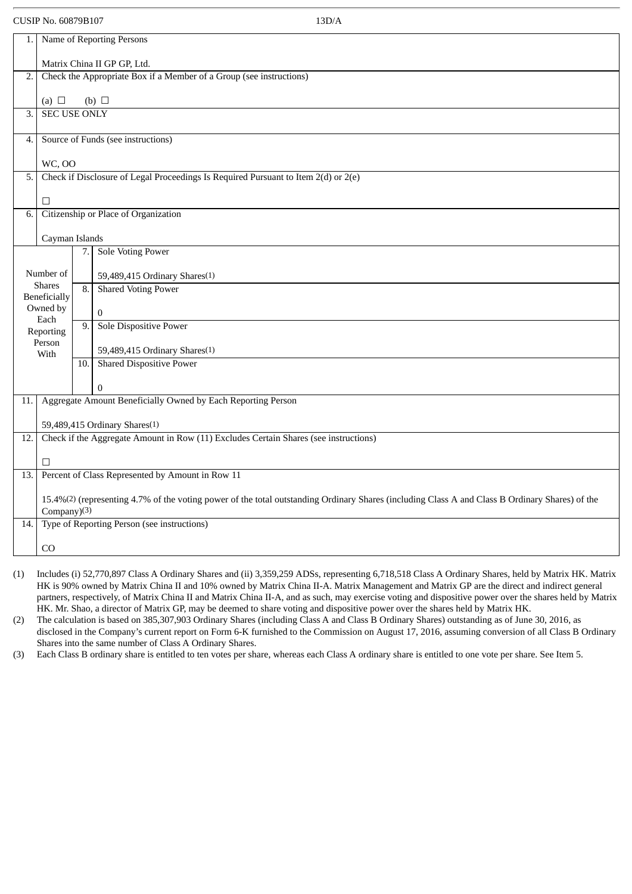CUSIP No. 60879B107 13D/A

| 1. | Name of Reporting Persons<br><br>Matrix China II GP GP, Ltd. | | |
|---|---|---|---|
| 2. | Check the Appropriate Box if a Member of a Group (see instructions)<br><br>(a) ☐ (b) ☐ | | |
| 3. | SEC USE ONLY | | |
| 4. | Source of Funds (see instructions)<br><br>WC, OO | | |
| 5. | Check if Disclosure of Legal Proceedings Is Required Pursuant to Item 2(d) or 2(e)<br><br>☐ | | |
| 6. | Citizenship or Place of Organization<br><br>Cayman Islands | | |
| Number of Shares Beneficially Owned by Each Reporting Person With | | 7. | Sole Voting Power<br><br>59,489,415 Ordinary Shares(1) |
| | | 8. | Shared Voting Power<br><br>0 |
| | | 9. | Sole Dispositive Power<br><br>59,489,415 Ordinary Shares(1) |
| | | 10. | Shared Dispositive Power<br><br>0 |
| 11. | Aggregate Amount Beneficially Owned by Each Reporting Person<br><br>59,489,415 Ordinary Shares(1) | | |
| 12. | Check if the Aggregate Amount in Row (11) Excludes Certain Shares (see instructions)<br><br>☐ | | |
| 13. | Percent of Class Represented by Amount in Row 11<br><br>15.4%(2) (representing 4.7% of the voting power of the total outstanding Ordinary Shares (including Class A and Class B Ordinary Shares) of the Company)(3) | | |
| 14. | Type of Reporting Person (see instructions)<br><br>CO | | |

(1) Includes (i) 52,770,897 Class A Ordinary Shares and (ii) 3,359,259 ADSs, representing 6,718,518 Class A Ordinary Shares, held by Matrix HK. Matrix HK is 90% owned by Matrix China II and 10% owned by Matrix China II-A. Matrix Management and Matrix GP are the direct and indirect general partners, respectively, of Matrix China II and Matrix China II-A, and as such, may exercise voting and dispositive power over the shares held by Matrix HK. Mr. Shao, a director of Matrix GP, may be deemed to share voting and dispositive power over the shares held by Matrix HK.

(2) The calculation is based on 385,307,903 Ordinary Shares (including Class A and Class B Ordinary Shares) outstanding as of June 30, 2016, as disclosed in the Company's current report on Form 6-K furnished to the Commission on August 17, 2016, assuming conversion of all Class B Ordinary Shares into the same number of Class A Ordinary Shares.

(3) Each Class B ordinary share is entitled to ten votes per share, whereas each Class A ordinary share is entitled to one vote per share. See Item 5.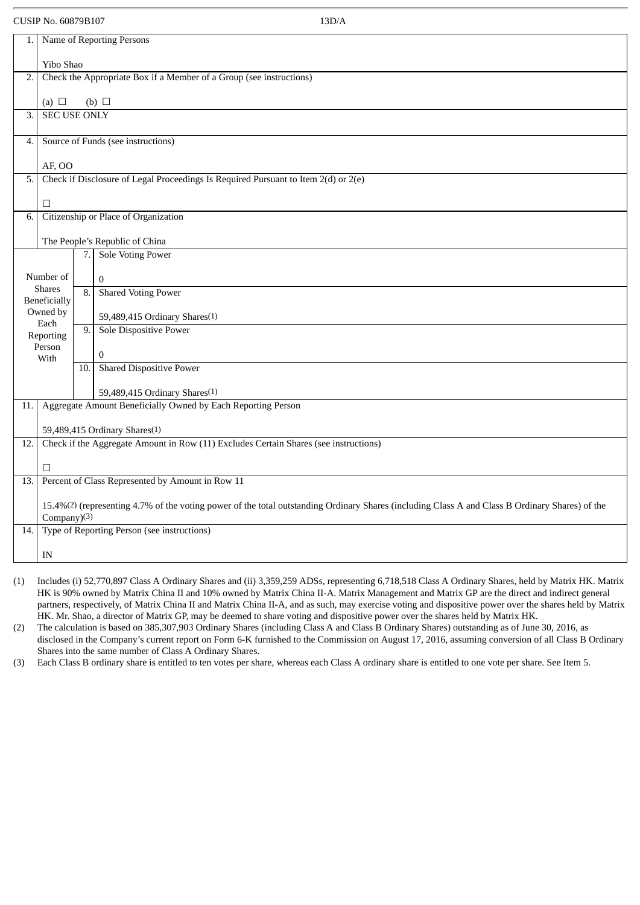CUSIP No. 60879B107 13D/A

| | | |
|---|---|---|
| 1. | Name of Reporting Persons<br><br>Yibo Shao | |
| 2. | Check the Appropriate Box if a Member of a Group (see instructions)<br><br>(a) ☐ (b) ☐ | |
| 3. | SEC USE ONLY | |
| 4. | Source of Funds (see instructions)<br><br>AF, OO | |
| 5. | Check if Disclosure of Legal Proceedings Is Required Pursuant to Item 2(d) or 2(e)<br><br>☐ | |
| 6. | Citizenship or Place of Organization<br><br>The People's Republic of China | |
| Number of Shares Beneficially Owned by Each Reporting Person With | 7. | Sole Voting Power<br><br>0 |
| | 8. | Shared Voting Power<br><br>59,489,415 Ordinary Shares(1) |
| | 9. | Sole Dispositive Power<br><br>0 |
| | 10. | Shared Dispositive Power<br><br>59,489,415 Ordinary Shares(1) |
| 11. | Aggregate Amount Beneficially Owned by Each Reporting Person<br><br>59,489,415 Ordinary Shares(1) | |
| 12. | Check if the Aggregate Amount in Row (11) Excludes Certain Shares (see instructions)<br><br>☐ | |
| 13. | Percent of Class Represented by Amount in Row 11<br><br>15.4%(2) (representing 4.7% of the voting power of the total outstanding Ordinary Shares (including Class A and Class B Ordinary Shares) of the Company)(3) | |
| 14. | Type of Reporting Person (see instructions)<br><br>IN | |

(1) Includes (i) 52,770,897 Class A Ordinary Shares and (ii) 3,359,259 ADSs, representing 6,718,518 Class A Ordinary Shares, held by Matrix HK. Matrix HK is 90% owned by Matrix China II and 10% owned by Matrix China II-A. Matrix Management and Matrix GP are the direct and indirect general partners, respectively, of Matrix China II and Matrix China II-A, and as such, may exercise voting and dispositive power over the shares held by Matrix HK. Mr. Shao, a director of Matrix GP, may be deemed to share voting and dispositive power over the shares held by Matrix HK.

(2) The calculation is based on 385,307,903 Ordinary Shares (including Class A and Class B Ordinary Shares) outstanding as of June 30, 2016, as disclosed in the Company's current report on Form 6-K furnished to the Commission on August 17, 2016, assuming conversion of all Class B Ordinary Shares into the same number of Class A Ordinary Shares.

(3) Each Class B ordinary share is entitled to ten votes per share, whereas each Class A ordinary share is entitled to one vote per share. See Item 5.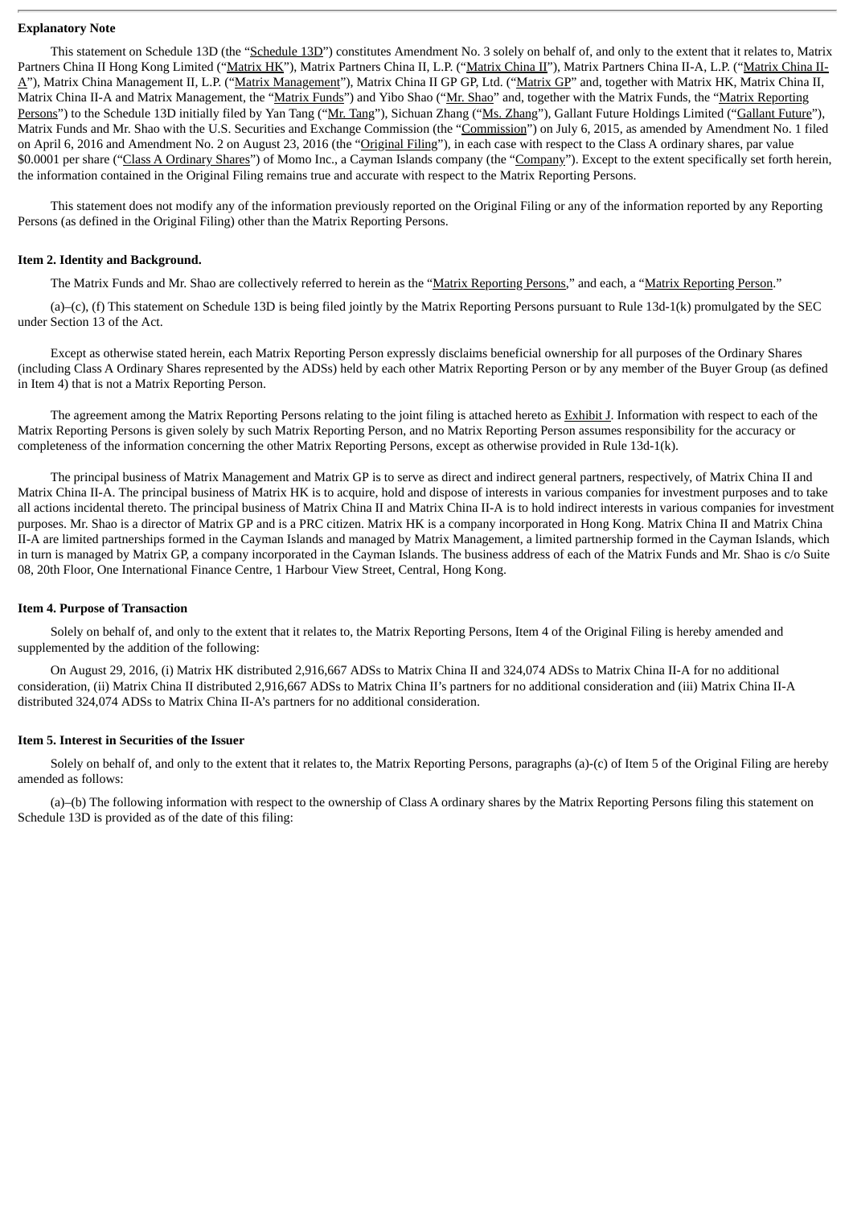**Explanatory Note**

This statement on Schedule 13D (the "Schedule 13D") constitutes Amendment No. 3 solely on behalf of, and only to the extent that it relates to, Matrix Partners China II Hong Kong Limited ("Matrix HK"), Matrix Partners China II, L.P. ("Matrix China II"), Matrix Partners China II-A, L.P. ("Matrix China II-A"), Matrix China Management II, L.P. ("Matrix Management"), Matrix China II GP GP, Ltd. ("Matrix GP" and, together with Matrix HK, Matrix China II, Matrix China II-A and Matrix Management, the "Matrix Funds") and Yibo Shao ("Mr. Shao" and, together with the Matrix Funds, the "Matrix Reporting Persons") to the Schedule 13D initially filed by Yan Tang ("Mr. Tang"), Sichuan Zhang ("Ms. Zhang"), Gallant Future Holdings Limited ("Gallant Future"), Matrix Funds and Mr. Shao with the U.S. Securities and Exchange Commission (the "Commission") on July 6, 2015, as amended by Amendment No. 1 filed on April 6, 2016 and Amendment No. 2 on August 23, 2016 (the "Original Filing"), in each case with respect to the Class A ordinary shares, par value $0.0001 per share ("Class A Ordinary Shares") of Momo Inc., a Cayman Islands company (the "Company"). Except to the extent specifically set forth herein, the information contained in the Original Filing remains true and accurate with respect to the Matrix Reporting Persons.

This statement does not modify any of the information previously reported on the Original Filing or any of the information reported by any Reporting Persons (as defined in the Original Filing) other than the Matrix Reporting Persons.

**Item 2. Identity and Background.**

The Matrix Funds and Mr. Shao are collectively referred to herein as the "Matrix Reporting Persons," and each, a "Matrix Reporting Person."

(a)–(c), (f) This statement on Schedule 13D is being filed jointly by the Matrix Reporting Persons pursuant to Rule 13d-1(k) promulgated by the SEC under Section 13 of the Act.

Except as otherwise stated herein, each Matrix Reporting Person expressly disclaims beneficial ownership for all purposes of the Ordinary Shares (including Class A Ordinary Shares represented by the ADSs) held by each other Matrix Reporting Person or by any member of the Buyer Group (as defined in Item 4) that is not a Matrix Reporting Person.

The agreement among the Matrix Reporting Persons relating to the joint filing is attached hereto as Exhibit J. Information with respect to each of the Matrix Reporting Persons is given solely by such Matrix Reporting Person, and no Matrix Reporting Person assumes responsibility for the accuracy or completeness of the information concerning the other Matrix Reporting Persons, except as otherwise provided in Rule 13d-1(k).

The principal business of Matrix Management and Matrix GP is to serve as direct and indirect general partners, respectively, of Matrix China II and Matrix China II-A. The principal business of Matrix HK is to acquire, hold and dispose of interests in various companies for investment purposes and to take all actions incidental thereto. The principal business of Matrix China II and Matrix China II-A is to hold indirect interests in various companies for investment purposes. Mr. Shao is a director of Matrix GP and is a PRC citizen. Matrix HK is a company incorporated in Hong Kong. Matrix China II and Matrix China II-A are limited partnerships formed in the Cayman Islands and managed by Matrix Management, a limited partnership formed in the Cayman Islands, which in turn is managed by Matrix GP, a company incorporated in the Cayman Islands. The business address of each of the Matrix Funds and Mr. Shao is c/o Suite 08, 20th Floor, One International Finance Centre, 1 Harbour View Street, Central, Hong Kong.

**Item 4. Purpose of Transaction**

Solely on behalf of, and only to the extent that it relates to, the Matrix Reporting Persons, Item 4 of the Original Filing is hereby amended and supplemented by the addition of the following:

On August 29, 2016, (i) Matrix HK distributed 2,916,667 ADSs to Matrix China II and 324,074 ADSs to Matrix China II-A for no additional consideration, (ii) Matrix China II distributed 2,916,667 ADSs to Matrix China II's partners for no additional consideration and (iii) Matrix China II-A distributed 324,074 ADSs to Matrix China II-A's partners for no additional consideration.

**Item 5. Interest in Securities of the Issuer**

Solely on behalf of, and only to the extent that it relates to, the Matrix Reporting Persons, paragraphs (a)-(c) of Item 5 of the Original Filing are hereby amended as follows:

(a)–(b) The following information with respect to the ownership of Class A ordinary shares by the Matrix Reporting Persons filing this statement on Schedule 13D is provided as of the date of this filing: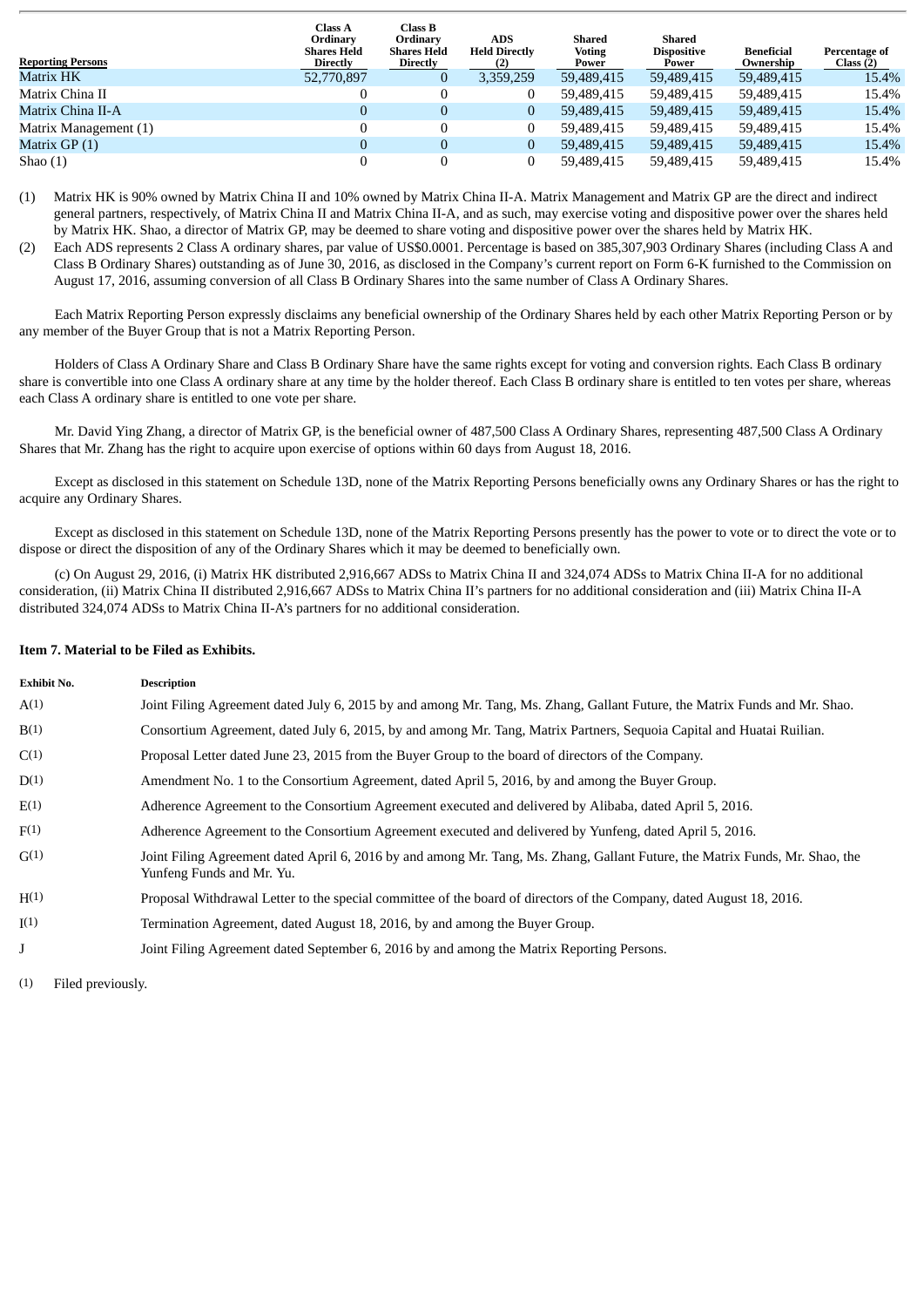| Reporting Persons | Class A Ordinary Shares Held Directly | Class B Ordinary Shares Held Directly | ADS Held Directly (2) | Shared Voting Power | Shared Dispositive Power | Beneficial Ownership | Percentage of Class (2) |
|---|---|---|---|---|---|---|---|
| Matrix HK | 52,770,897 | 0 | 3,359,259 | 59,489,415 | 59,489,415 | 59,489,415 | 15.4% |
| Matrix China II | 0 | 0 | 0 | 59,489,415 | 59,489,415 | 59,489,415 | 15.4% |
| Matrix China II-A | 0 | 0 | 0 | 59,489,415 | 59,489,415 | 59,489,415 | 15.4% |
| Matrix Management (1) | 0 | 0 | 0 | 59,489,415 | 59,489,415 | 59,489,415 | 15.4% |
| Matrix GP (1) | 0 | 0 | 0 | 59,489,415 | 59,489,415 | 59,489,415 | 15.4% |
| Shao (1) | 0 | 0 | 0 | 59,489,415 | 59,489,415 | 59,489,415 | 15.4% |

(1) Matrix HK is 90% owned by Matrix China II and 10% owned by Matrix China II-A. Matrix Management and Matrix GP are the direct and indirect general partners, respectively, of Matrix China II and Matrix China II-A, and as such, may exercise voting and dispositive power over the shares held by Matrix HK. Shao, a director of Matrix GP, may be deemed to share voting and dispositive power over the shares held by Matrix HK.

(2) Each ADS represents 2 Class A ordinary shares, par value of US$0.0001. Percentage is based on 385,307,903 Ordinary Shares (including Class A and Class B Ordinary Shares) outstanding as of June 30, 2016, as disclosed in the Company's current report on Form 6-K furnished to the Commission on August 17, 2016, assuming conversion of all Class B Ordinary Shares into the same number of Class A Ordinary Shares.

Each Matrix Reporting Person expressly disclaims any beneficial ownership of the Ordinary Shares held by each other Matrix Reporting Person or by any member of the Buyer Group that is not a Matrix Reporting Person.

Holders of Class A Ordinary Share and Class B Ordinary Share have the same rights except for voting and conversion rights. Each Class B ordinary share is convertible into one Class A ordinary share at any time by the holder thereof. Each Class B ordinary share is entitled to ten votes per share, whereas each Class A ordinary share is entitled to one vote per share.

Mr. David Ying Zhang, a director of Matrix GP, is the beneficial owner of 487,500 Class A Ordinary Shares, representing 487,500 Class A Ordinary Shares that Mr. Zhang has the right to acquire upon exercise of options within 60 days from August 18, 2016.

Except as disclosed in this statement on Schedule 13D, none of the Matrix Reporting Persons beneficially owns any Ordinary Shares or has the right to acquire any Ordinary Shares.

Except as disclosed in this statement on Schedule 13D, none of the Matrix Reporting Persons presently has the power to vote or to direct the vote or to dispose or direct the disposition of any of the Ordinary Shares which it may be deemed to beneficially own.

(c) On August 29, 2016, (i) Matrix HK distributed 2,916,667 ADSs to Matrix China II and 324,074 ADSs to Matrix China II-A for no additional consideration, (ii) Matrix China II distributed 2,916,667 ADSs to Matrix China II's partners for no additional consideration and (iii) Matrix China II-A distributed 324,074 ADSs to Matrix China II-A's partners for no additional consideration.

**Item 7. Material to be Filed as Exhibits.**

| Exhibit No. | Description |
|---|---|
| A(1) | Joint Filing Agreement dated July 6, 2015 by and among Mr. Tang, Ms. Zhang, Gallant Future, the Matrix Funds and Mr. Shao. |
| B(1) | Consortium Agreement, dated July 6, 2015, by and among Mr. Tang, Matrix Partners, Sequoia Capital and Huatai Ruilian. |
| C(1) | Proposal Letter dated June 23, 2015 from the Buyer Group to the board of directors of the Company. |
| D(1) | Amendment No. 1 to the Consortium Agreement, dated April 5, 2016, by and among the Buyer Group. |
| E(1) | Adherence Agreement to the Consortium Agreement executed and delivered by Alibaba, dated April 5, 2016. |
| F(1) | Adherence Agreement to the Consortium Agreement executed and delivered by Yunfeng, dated April 5, 2016. |
| G(1) | Joint Filing Agreement dated April 6, 2016 by and among Mr. Tang, Ms. Zhang, Gallant Future, the Matrix Funds, Mr. Shao, the Yunfeng Funds and Mr. Yu. |
| H(1) | Proposal Withdrawal Letter to the special committee of the board of directors of the Company, dated August 18, 2016. |
| I(1) | Termination Agreement, dated August 18, 2016, by and among the Buyer Group. |
| J | Joint Filing Agreement dated September 6, 2016 by and among the Matrix Reporting Persons. |

(1) Filed previously.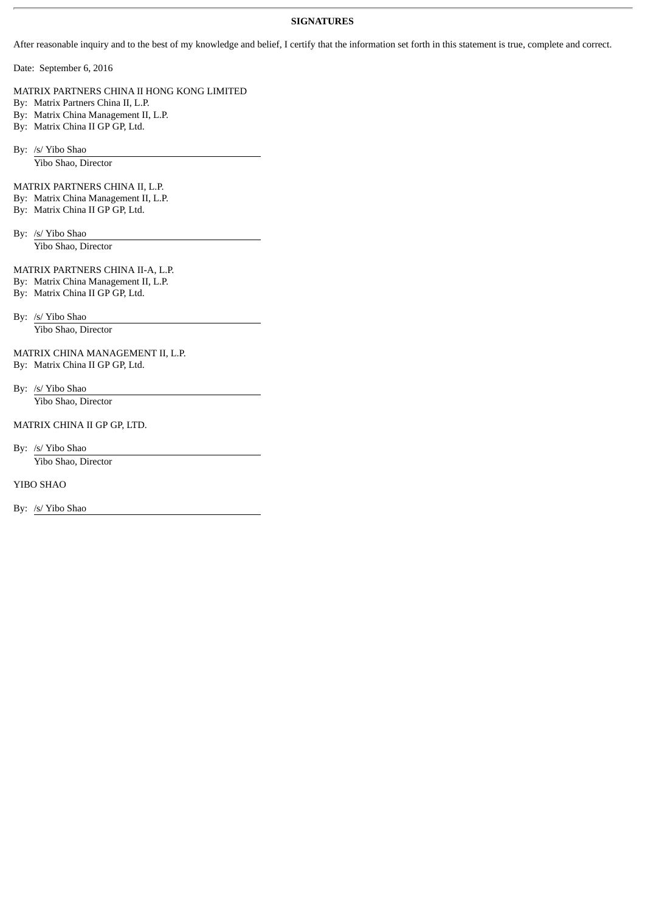## SIGNATURES

After reasonable inquiry and to the best of my knowledge and belief, I certify that the information set forth in this statement is true, complete and correct.

Date: September 6, 2016

MATRIX PARTNERS CHINA II HONG KONG LIMITED
By: Matrix Partners China II, L.P.
By: Matrix China Management II, L.P.
By: Matrix China II GP GP, Ltd.

By: /s/ Yibo Shao
Yibo Shao, Director

MATRIX PARTNERS CHINA II, L.P.
By: Matrix China Management II, L.P.
By: Matrix China II GP GP, Ltd.

By: /s/ Yibo Shao
Yibo Shao, Director

MATRIX PARTNERS CHINA II-A, L.P.
By: Matrix China Management II, L.P.
By: Matrix China II GP GP, Ltd.

By: /s/ Yibo Shao
Yibo Shao, Director

MATRIX CHINA MANAGEMENT II, L.P.
By: Matrix China II GP GP, Ltd.

By: /s/ Yibo Shao
Yibo Shao, Director

MATRIX CHINA II GP GP, LTD.

By: /s/ Yibo Shao
Yibo Shao, Director

YIBO SHAO

By: /s/ Yibo Shao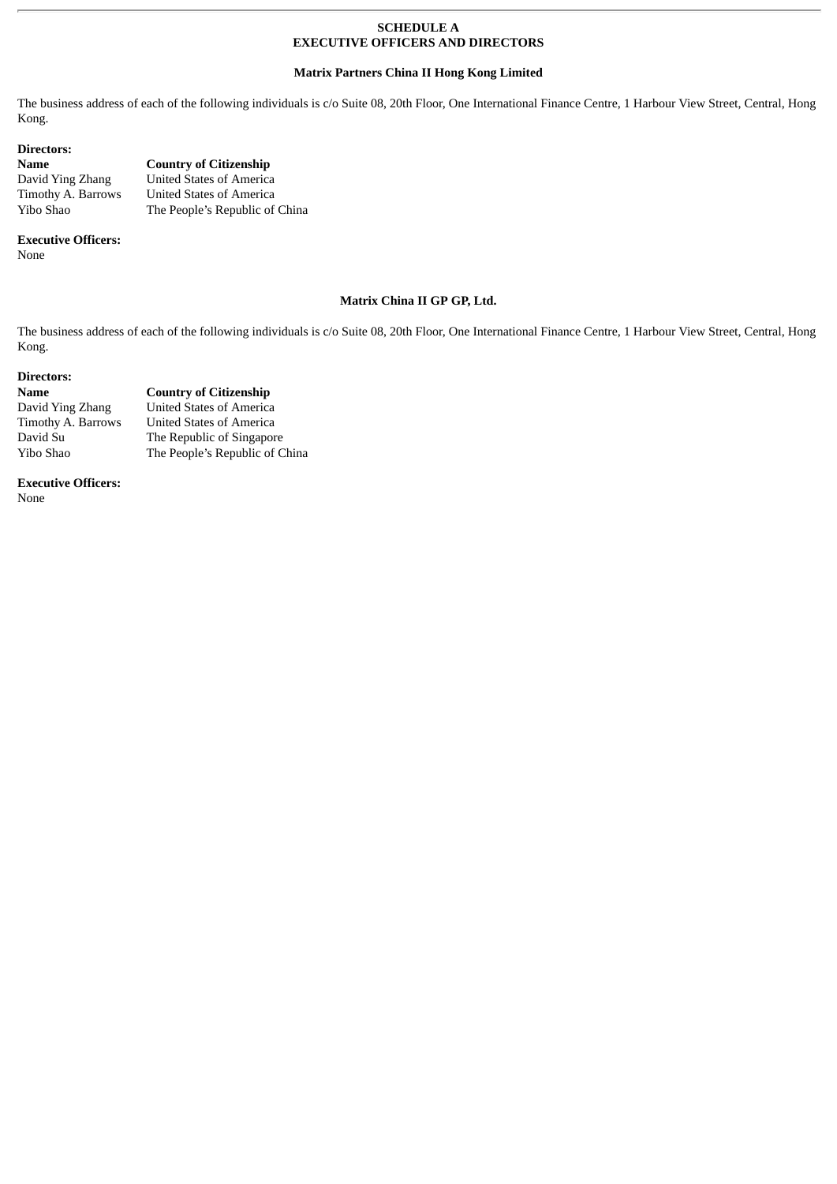# SCHEDULE A
# EXECUTIVE OFFICERS AND DIRECTORS

## Matrix Partners China II Hong Kong Limited

The business address of each of the following individuals is c/o Suite 08, 20th Floor, One International Finance Centre, 1 Harbour View Street, Central, Hong Kong.

**Directors:**

| **Name** | **Country of Citizenship** |
|---|---|
| David Ying Zhang | United States of America |
| Timothy A. Barrows | United States of America |
| Yibo Shao | The People's Republic of China |

**Executive Officers:**
None

## Matrix China II GP GP, Ltd.

The business address of each of the following individuals is c/o Suite 08, 20th Floor, One International Finance Centre, 1 Harbour View Street, Central, Hong Kong.

**Directors:**

| **Name** | **Country of Citizenship** |
|---|---|
| David Ying Zhang | United States of America |
| Timothy A. Barrows | United States of America |
| David Su | The Republic of Singapore |
| Yibo Shao | The People's Republic of China |

**Executive Officers:**
None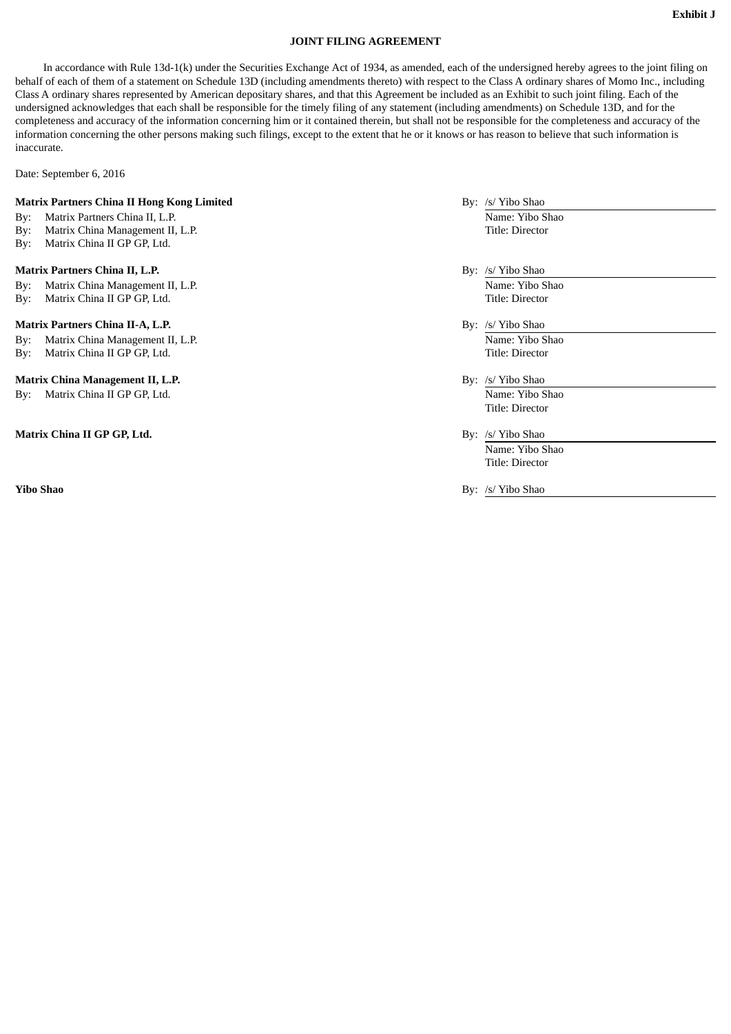**Exhibit J**

**JOINT FILING AGREEMENT**

In accordance with Rule 13d-1(k) under the Securities Exchange Act of 1934, as amended, each of the undersigned hereby agrees to the joint filing on behalf of each of them of a statement on Schedule 13D (including amendments thereto) with respect to the Class A ordinary shares of Momo Inc., including Class A ordinary shares represented by American depositary shares, and that this Agreement be included as an Exhibit to such joint filing. Each of the undersigned acknowledges that each shall be responsible for the timely filing of any statement (including amendments) on Schedule 13D, and for the completeness and accuracy of the information concerning him or it contained therein, but shall not be responsible for the completeness and accuracy of the information concerning the other persons making such filings, except to the extent that he or it knows or has reason to believe that such information is inaccurate.

Date: September 6, 2016

**Matrix Partners China II Hong Kong Limited**
By: Matrix Partners China II, L.P.
By: Matrix China Management II, L.P.
By: Matrix China II GP GP, Ltd.

By: /s/ Yibo Shao
Name: Yibo Shao
Title: Director

**Matrix Partners China II, L.P.**
By: Matrix China Management II, L.P.
By: Matrix China II GP GP, Ltd.

By: /s/ Yibo Shao
Name: Yibo Shao
Title: Director

**Matrix Partners China II-A, L.P.**
By: Matrix China Management II, L.P.
By: Matrix China II GP GP, Ltd.

By: /s/ Yibo Shao
Name: Yibo Shao
Title: Director

**Matrix China Management II, L.P.**
By: Matrix China II GP GP, Ltd.

By: /s/ Yibo Shao
Name: Yibo Shao
Title: Director

**Matrix China II GP GP, Ltd.**

By: /s/ Yibo Shao
Name: Yibo Shao
Title: Director

**Yibo Shao**

By: /s/ Yibo Shao